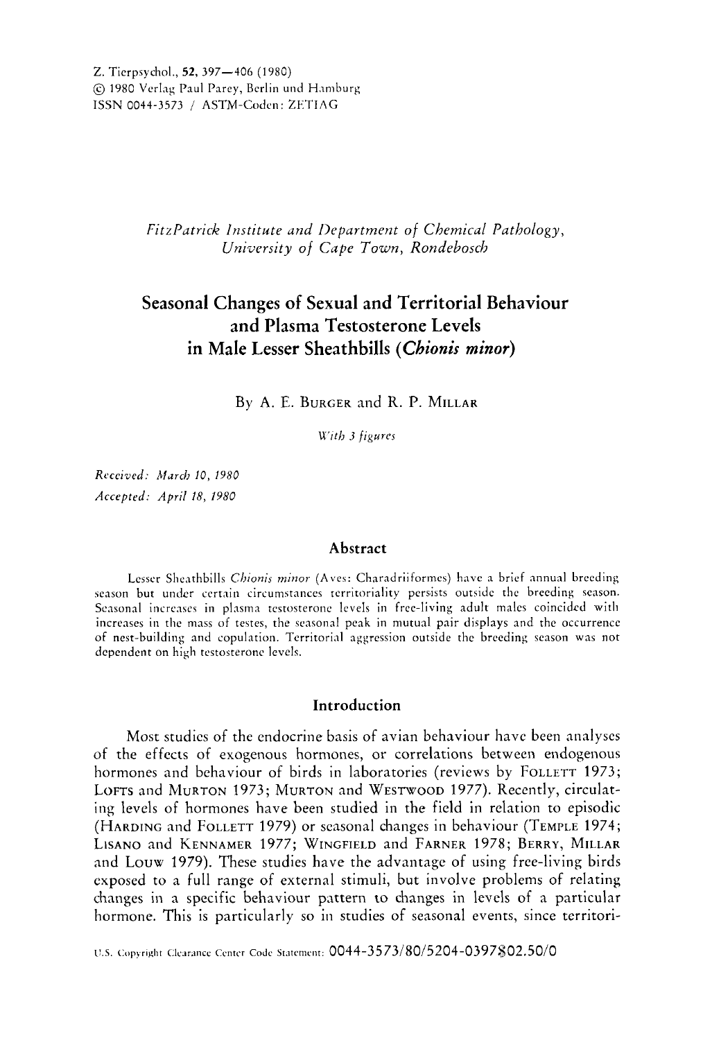*FitzPatrick Institute and Department of Chemical Pathology, University of Cape Town, Rondebosch*

# Seasonal Changes of Sexual and Territorial Behaviour and Plasma Testosterone Levels in Male Lesser Sheathbills (*Chionis minor*)

By A. E. BURGER and R. P. MILLAR

*With 3 figures*

*Received: March 10, 1980*
*Accepted: April 18, 1980*

## Abstract

Lesser Sheathbills *Chionis minor* (Aves: Charadriiformes) have a brief annual breeding season but under certain circumstances territoriality persists outside the breeding season. Seasonal increases in plasma testosterone levels in free-living adult males coincided with increases in the mass of testes, the seasonal peak in mutual pair displays and the occurrence of nest-building and copulation. Territorial aggression outside the breeding season was not dependent on high testosterone levels.

## Introduction

Most studies of the endocrine basis of avian behaviour have been analyses of the effects of exogenous hormones, or correlations between endogenous hormones and behaviour of birds in laboratories (reviews by FOLLETT 1973; LOFTS and MURTON 1973; MURTON and WESTWOOD 1977). Recently, circulating levels of hormones have been studied in the field in relation to episodic (HARDING and FOLLETT 1979) or seasonal changes in behaviour (TEMPLE 1974; LISANO and KENNAMER 1977; WINGFIELD and FARNER 1978; BERRY, MILLAR and LOUW 1979). These studies have the advantage of using free-living birds exposed to a full range of external stimuli, but involve problems of relating changes in a specific behaviour pattern to changes in levels of a particular hormone. This is particularly so in studies of seasonal events, since territori-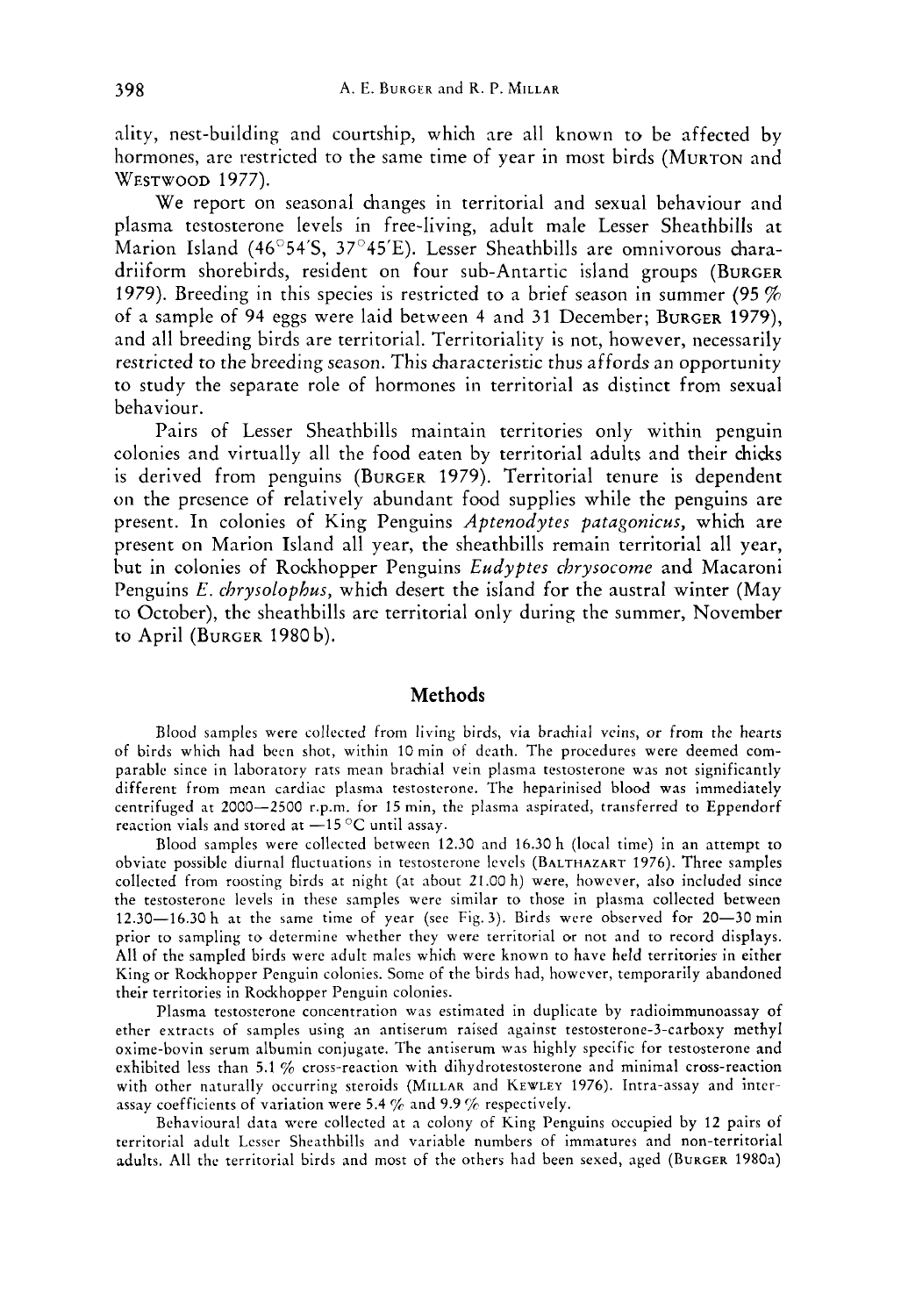ality, nest-building and courtship, which are all known to be affected by hormones, are restricted to the same time of year in most birds (Murton and Westwood 1977).

We report on seasonal changes in territorial and sexual behaviour and plasma testosterone levels in free-living, adult male Lesser Sheathbills at Marion Island (46°54′S, 37°45′E). Lesser Sheathbills are omnivorous charadriiform shorebirds, resident on four sub-Antarctic island groups (Burger 1979). Breeding in this species is restricted to a brief season in summer (95 % of a sample of 94 eggs were laid between 4 and 31 December; Burger 1979), and all breeding birds are territorial. Territoriality is not, however, necessarily restricted to the breeding season. This characteristic thus affords an opportunity to study the separate role of hormones in territorial as distinct from sexual behaviour.

Pairs of Lesser Sheathbills maintain territories only within penguin colonies and virtually all the food eaten by territorial adults and their chicks is derived from penguins (Burger 1979). Territorial tenure is dependent on the presence of relatively abundant food supplies while the penguins are present. In colonies of King Penguins *Aptenodytes patagonicus*, which are present on Marion Island all year, the sheathbills remain territorial all year, but in colonies of Rockhopper Penguins *Eudyptes chrysocome* and Macaroni Penguins *E. chrysolophus*, which desert the island for the austral winter (May to October), the sheathbills are territorial only during the summer, November to April (Burger 1980b).

## Methods

Blood samples were collected from living birds, via brachial veins, or from the hearts of birds which had been shot, within 10 min of death. The procedures were deemed comparable since in laboratory rats mean brachial vein plasma testosterone was not significantly different from mean cardiac plasma testosterone. The heparinised blood was immediately centrifuged at 2000—2500 r.p.m. for 15 min, the plasma aspirated, transferred to Eppendorf reaction vials and stored at —15 °C until assay.

Blood samples were collected between 12.30 and 16.30 h (local time) in an attempt to obviate possible diurnal fluctuations in testosterone levels (Balthazart 1976). Three samples collected from roosting birds at night (at about 21.00 h) were, however, also included since the testosterone levels in these samples were similar to those in plasma collected between 12.30—16.30 h at the same time of year (see Fig. 3). Birds were observed for 20—30 min prior to sampling to determine whether they were territorial or not and to record displays. All of the sampled birds were adult males which were known to have held territories in either King or Rockhopper Penguin colonies. Some of the birds had, however, temporarily abandoned their territories in Rockhopper Penguin colonies.

Plasma testosterone concentration was estimated in duplicate by radioimmunoassay of ether extracts of samples using an antiserum raised against testosterone-3-carboxy methyl oxime-bovin serum albumin conjugate. The antiserum was highly specific for testosterone and exhibited less than 5.1 % cross-reaction with dihydrotestosterone and minimal cross-reaction with other naturally occurring steroids (Millar and Kewley 1976). Intra-assay and inter-assay coefficients of variation were 5.4 % and 9.9 % respectively.

Behavioural data were collected at a colony of King Penguins occupied by 12 pairs of territorial adult Lesser Sheathbills and variable numbers of immatures and non-territorial adults. All the territorial birds and most of the others had been sexed, aged (Burger 1980a)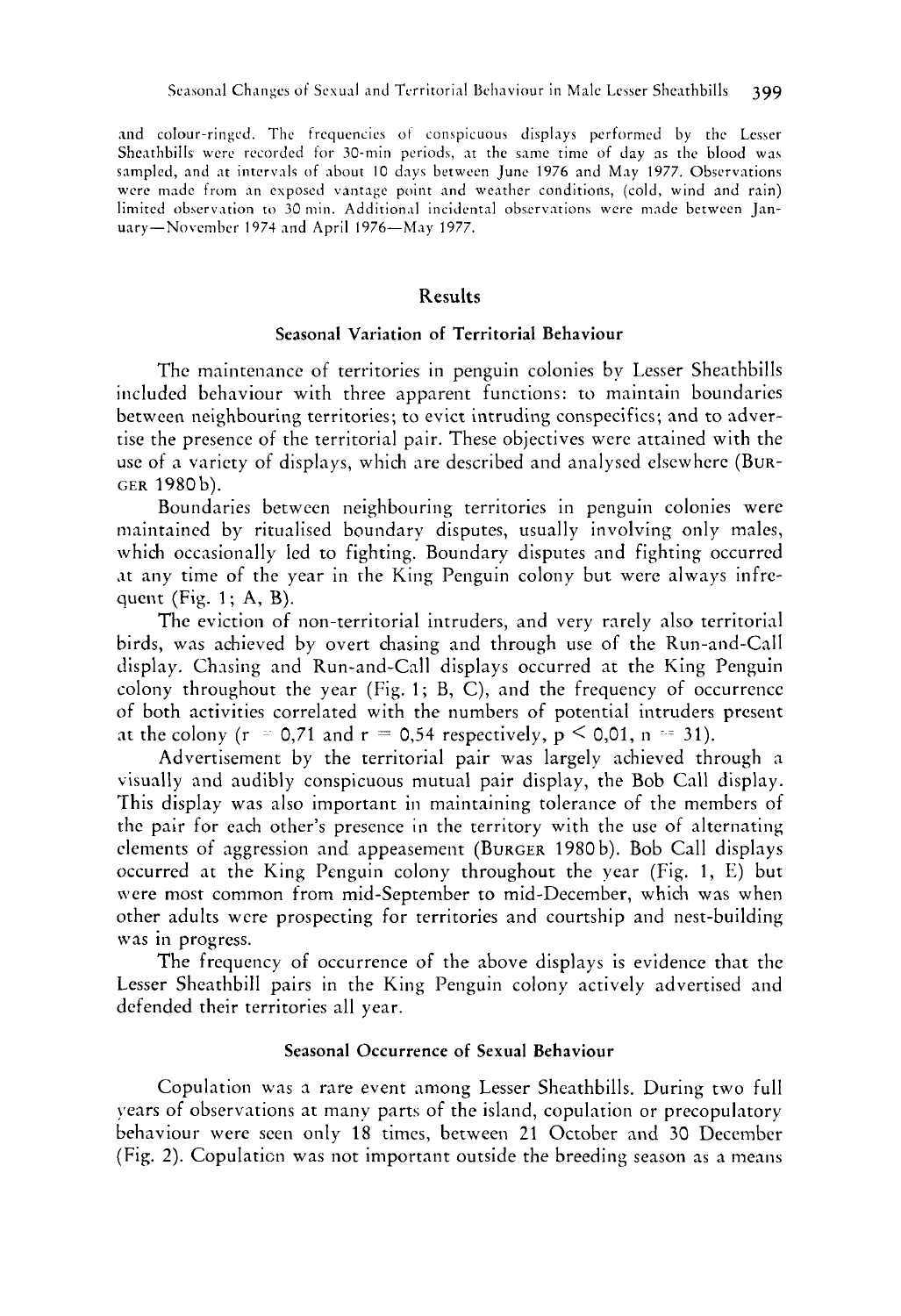and colour-ringed. The frequencies of conspicuous displays performed by the Lesser Sheathbills were recorded for 30-min periods, at the same time of day as the blood was sampled, and at intervals of about 10 days between June 1976 and May 1977. Observations were made from an exposed vantage point and weather conditions, (cold, wind and rain) limited observation to 30 min. Additional incidental observations were made between January—November 1974 and April 1976—May 1977.

## Results

### Seasonal Variation of Territorial Behaviour

The maintenance of territories in penguin colonies by Lesser Sheathbills included behaviour with three apparent functions: to maintain boundaries between neighbouring territories; to evict intruding conspecifics; and to advertise the presence of the territorial pair. These objectives were attained with the use of a variety of displays, which are described and analysed elsewhere (BURGER 1980 b).

Boundaries between neighbouring territories in penguin colonies were maintained by ritualised boundary disputes, usually involving only males, which occasionally led to fighting. Boundary disputes and fighting occurred at any time of the year in the King Penguin colony but were always infrequent (Fig. 1; A, B).

The eviction of non-territorial intruders, and very rarely also territorial birds, was achieved by overt chasing and through use of the Run-and-Call display. Chasing and Run-and-Call displays occurred at the King Penguin colony throughout the year (Fig. 1; B, C), and the frequency of occurrence of both activities correlated with the numbers of potential intruders present at the colony ($r = 0{,}71$ and $r = 0{,}54$ respectively, $p < 0{,}01$, $n = 31$).

Advertisement by the territorial pair was largely achieved through a visually and audibly conspicuous mutual pair display, the Bob Call display. This display was also important in maintaining tolerance of the members of the pair for each other's presence in the territory with the use of alternating elements of aggression and appeasement (BURGER 1980 b). Bob Call displays occurred at the King Penguin colony throughout the year (Fig. 1, E) but were most common from mid-September to mid-December, which was when other adults were prospecting for territories and courtship and nest-building was in progress.

The frequency of occurrence of the above displays is evidence that the Lesser Sheathbill pairs in the King Penguin colony actively advertised and defended their territories all year.

### Seasonal Occurrence of Sexual Behaviour

Copulation was a rare event among Lesser Sheathbills. During two full years of observations at many parts of the island, copulation or precopulatory behaviour were seen only 18 times, between 21 October and 30 December (Fig. 2). Copulation was not important outside the breeding season as a means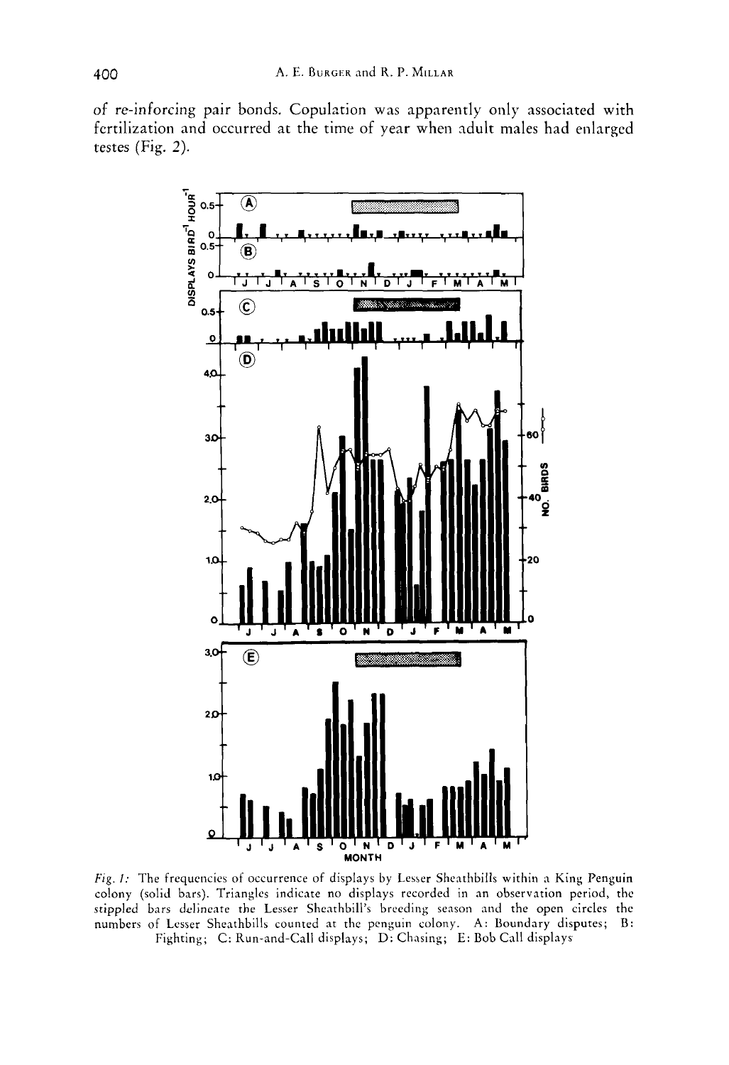of re-inforcing pair bonds. Copulation was apparently only associated with fertilization and occurred at the time of year when adult males had enlarged testes (Fig. 2).

*Fig. 1:* The frequencies of occurrence of displays by Lesser Sheathbills within a King Penguin colony (solid bars). Triangles indicate no displays recorded in an observation period, the stippled bars delineate the Lesser Sheathbill's breeding season and the open circles the numbers of Lesser Sheathbills counted at the penguin colony. A: Boundary disputes; B: Fighting; C: Run-and-Call displays; D: Chasing; E: Bob Call displays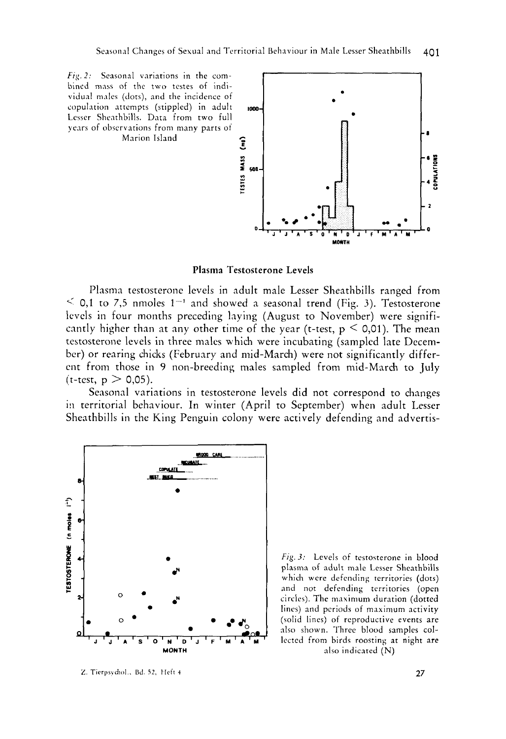*Fig. 2:* Seasonal variations in the combined mass of the two testes of individual males (dots), and the incidence of copulation attempts (stippled) in adult Lesser Sheathbills. Data from two full years of observations from many parts of Marion Island

## Plasma Testosterone Levels

Plasma testosterone levels in adult male Lesser Sheathbills ranged from $< 0,1$ to $7,5$ nmoles $l^{-1}$ and showed a seasonal trend (Fig. 3). Testosterone levels in four months preceding laying (August to November) were significantly higher than at any other time of the year (t-test, $p < 0,01$). The mean testosterone levels in three males which were incubating (sampled late December) or rearing chicks (February and mid-March) were not significantly different from those in 9 non-breeding males sampled from mid-March to July (t-test, $p > 0,05$).

Seasonal variations in testosterone levels did not correspond to changes in territorial behaviour. In winter (April to September) when adult Lesser Sheathbills in the King Penguin colony were actively defending and advertis-

*Fig. 3:* Levels of testosterone in blood plasma of adult male Lesser Sheathbills which were defending territories (dots) and not defending territories (open circles). The maximum duration (dotted lines) and periods of maximum activity (solid lines) of reproductive events are also shown. Three blood samples collected from birds roosting at night are also indicated (N)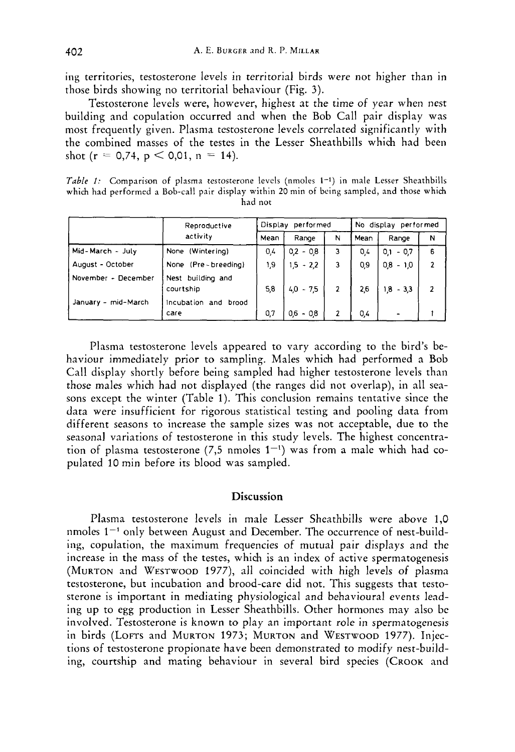ing territories, testosterone levels in territorial birds were not higher than in those birds showing no territorial behaviour (Fig. 3).

Testosterone levels were, however, highest at the time of year when nest building and copulation occurred and when the Bob Call pair display was most frequently given. Plasma testosterone levels correlated significantly with the combined masses of the testes in the Lesser Sheathbills which had been shot ($r = 0{,}74$, $p < 0{,}01$, $n = 14$).

*Table 1:* Comparison of plasma testosterone levels (nmoles $l^{-1}$) in male Lesser Sheathbills which had performed a Bob-call pair display within 20 min of being sampled, and those which had not

| | Reproductive activity | Display performed | | | No display performed | | |
|---|---|---|---|---|---|---|---|
| | | Mean | Range | N | Mean | Range | N |
| Mid-March - July | None (Wintering) | 0,4 | 0,2 - 0,8 | 3 | 0,4 | 0,1 - 0,7 | 6 |
| August - October | None (Pre-breeding) | 1,9 | 1,5 - 2,2 | 3 | 0,9 | 0,8 - 1,0 | 2 |
| November - December | Nest building and courtship | 5,8 | 4,0 - 7,5 | 2 | 2,6 | 1,8 - 3,3 | 2 |
| January - mid-March | Incubation and brood care | 0,7 | 0,6 - 0,8 | 2 | 0,4 | - | 1 |

Plasma testosterone levels appeared to vary according to the bird's behaviour immediately prior to sampling. Males which had performed a Bob Call display shortly before being sampled had higher testosterone levels than those males which had not displayed (the ranges did not overlap), in all seasons except the winter (Table 1). This conclusion remains tentative since the data were insufficient for rigorous statistical testing and pooling data from different seasons to increase the sample sizes was not acceptable, due to the seasonal variations of testosterone in this study levels. The highest concentration of plasma testosterone (7,5 nmoles $l^{-1}$) was from a male which had copulated 10 min before its blood was sampled.

## Discussion

Plasma testosterone levels in male Lesser Sheathbills were above 1,0 nmoles $l^{-1}$ only between August and December. The occurrence of nest-building, copulation, the maximum frequencies of mutual pair displays and the increase in the mass of the testes, which is an index of active spermatogenesis (Murton and Westwood 1977), all coincided with high levels of plasma testosterone, but incubation and brood-care did not. This suggests that testosterone is important in mediating physiological and behavioural events leading up to egg production in Lesser Sheathbills. Other hormones may also be involved. Testosterone is known to play an important role in spermatogenesis in birds (Lofts and Murton 1973; Murton and Westwood 1977). Injections of testosterone propionate have been demonstrated to modify nest-building, courtship and mating behaviour in several bird species (Crook and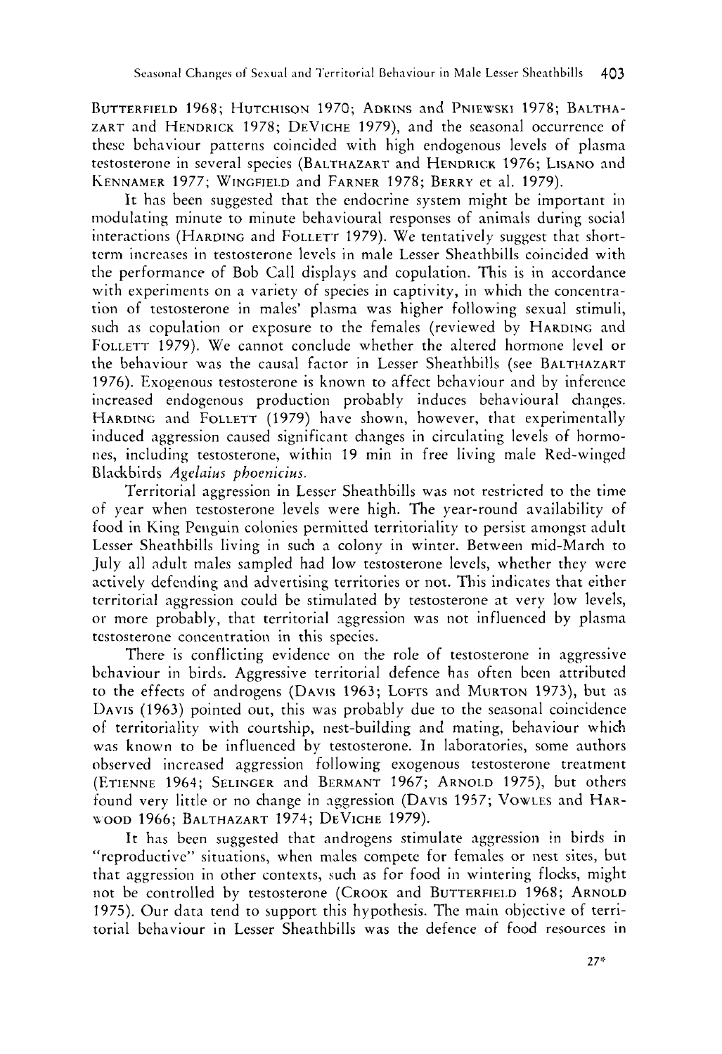Butterfield 1968; Hutchison 1970; Adkins and Pniewski 1978; Balthazart and Hendrick 1978; DeViche 1979), and the seasonal occurrence of these behaviour patterns coincided with high endogenous levels of plasma testosterone in several species (Balthazart and Hendrick 1976; Lisano and Kennamer 1977; Wingfield and Farner 1978; Berry et al. 1979).

It has been suggested that the endocrine system might be important in modulating minute to minute behavioural responses of animals during social interactions (Harding and Follett 1979). We tentatively suggest that short-term increases in testosterone levels in male Lesser Sheathbills coincided with the performance of Bob Call displays and copulation. This is in accordance with experiments on a variety of species in captivity, in which the concentration of testosterone in males' plasma was higher following sexual stimuli, such as copulation or exposure to the females (reviewed by Harding and Follett 1979). We cannot conclude whether the altered hormone level or the behaviour was the causal factor in Lesser Sheathbills (see Balthazart 1976). Exogenous testosterone is known to affect behaviour and by inference increased endogenous production probably induces behavioural changes. Harding and Follett (1979) have shown, however, that experimentally induced aggression caused significant changes in circulating levels of hormones, including testosterone, within 19 min in free living male Red-winged Blackbirds *Agelaius phoenicius*.

Territorial aggression in Lesser Sheathbills was not restricted to the time of year when testosterone levels were high. The year-round availability of food in King Penguin colonies permitted territoriality to persist amongst adult Lesser Sheathbills living in such a colony in winter. Between mid-March to July all adult males sampled had low testosterone levels, whether they were actively defending and advertising territories or not. This indicates that either territorial aggression could be stimulated by testosterone at very low levels, or more probably, that territorial aggression was not influenced by plasma testosterone concentration in this species.

There is conflicting evidence on the role of testosterone in aggressive behaviour in birds. Aggressive territorial defence has often been attributed to the effects of androgens (Davis 1963; Lofts and Murton 1973), but as Davis (1963) pointed out, this was probably due to the seasonal coincidence of territoriality with courtship, nest-building and mating, behaviour which was known to be influenced by testosterone. In laboratories, some authors observed increased aggression following exogenous testosterone treatment (Etienne 1964; Selinger and Bermant 1967; Arnold 1975), but others found very little or no change in aggression (Davis 1957; Vowles and Harwood 1966; Balthazart 1974; DeViche 1979).

It has been suggested that androgens stimulate aggression in birds in "reproductive" situations, when males compete for females or nest sites, but that aggression in other contexts, such as for food in wintering flocks, might not be controlled by testosterone (Crook and Butterfield 1968; Arnold 1975). Our data tend to support this hypothesis. The main objective of territorial behaviour in Lesser Sheathbills was the defence of food resources in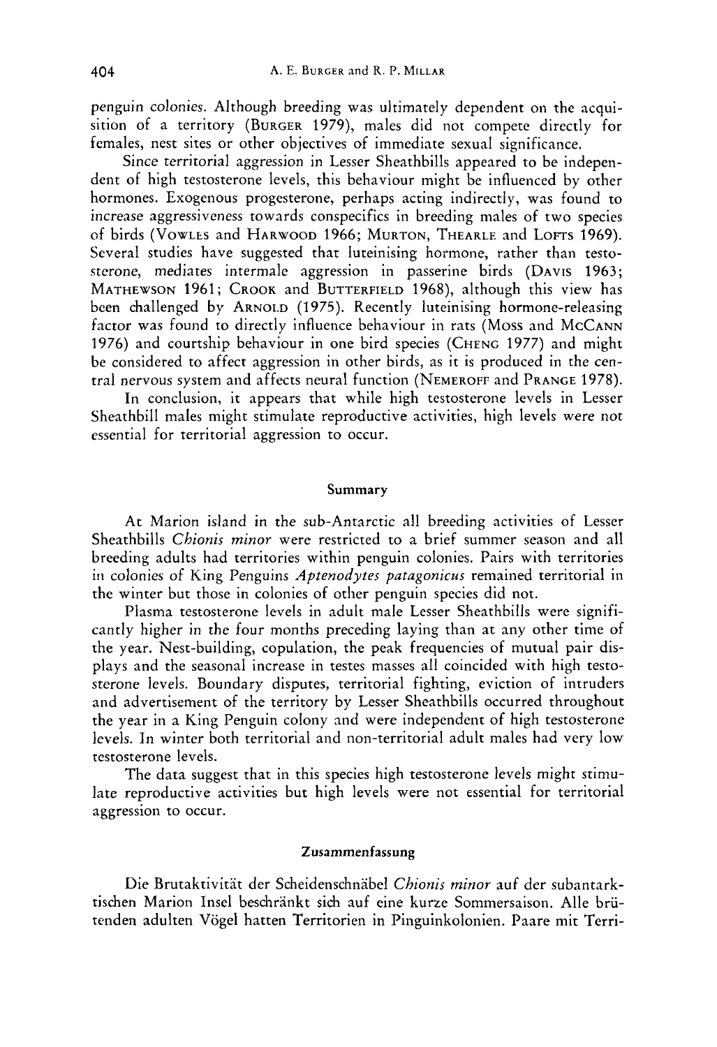penguin colonies. Although breeding was ultimately dependent on the acquisition of a territory (BURGER 1979), males did not compete directly for females, nest sites or other objectives of immediate sexual significance.

Since territorial aggression in Lesser Sheathbills appeared to be independent of high testosterone levels, this behaviour might be influenced by other hormones. Exogenous progesterone, perhaps acting indirectly, was found to increase aggressiveness towards conspecifics in breeding males of two species of birds (VOWLES and HARWOOD 1966; MURTON, THEARLE and LOFTS 1969). Several studies have suggested that luteinising hormone, rather than testosterone, mediates intermale aggression in passerine birds (DAVIS 1963; MATHEWSON 1961; CROOK and BUTTERFIELD 1968), although this view has been challenged by ARNOLD (1975). Recently luteinising hormone-releasing factor was found to directly influence behaviour in rats (MOSS and MCCANN 1976) and courtship behaviour in one bird species (CHENG 1977) and might be considered to affect aggression in other birds, as it is produced in the central nervous system and affects neural function (NEMEROFF and PRANGE 1978).

In conclusion, it appears that while high testosterone levels in Lesser Sheathbill males might stimulate reproductive activities, high levels were not essential for territorial aggression to occur.

## Summary

At Marion island in the sub-Antarctic all breeding activities of Lesser Sheathbills *Chionis minor* were restricted to a brief summer season and all breeding adults had territories within penguin colonies. Pairs with territories in colonies of King Penguins *Aptenodytes patagonicus* remained territorial in the winter but those in colonies of other penguin species did not.

Plasma testosterone levels in adult male Lesser Sheathbills were significantly higher in the four months preceding laying than at any other time of the year. Nest-building, copulation, the peak frequencies of mutual pair displays and the seasonal increase in testes masses all coincided with high testosterone levels. Boundary disputes, territorial fighting, eviction of intruders and advertisement of the territory by Lesser Sheathbills occurred throughout the year in a King Penguin colony and were independent of high testosterone levels. In winter both territorial and non-territorial adult males had very low testosterone levels.

The data suggest that in this species high testosterone levels might stimulate reproductive activities but high levels were not essential for territorial aggression to occur.

## Zusammenfassung

Die Brutaktivität der Scheidenschnäbel *Chionis minor* auf der subantarktischen Marion Insel beschränkt sich auf eine kurze Sommersaison. Alle brütenden adulten Vögel hatten Territorien in Pinguinkolonien. Paare mit Terri-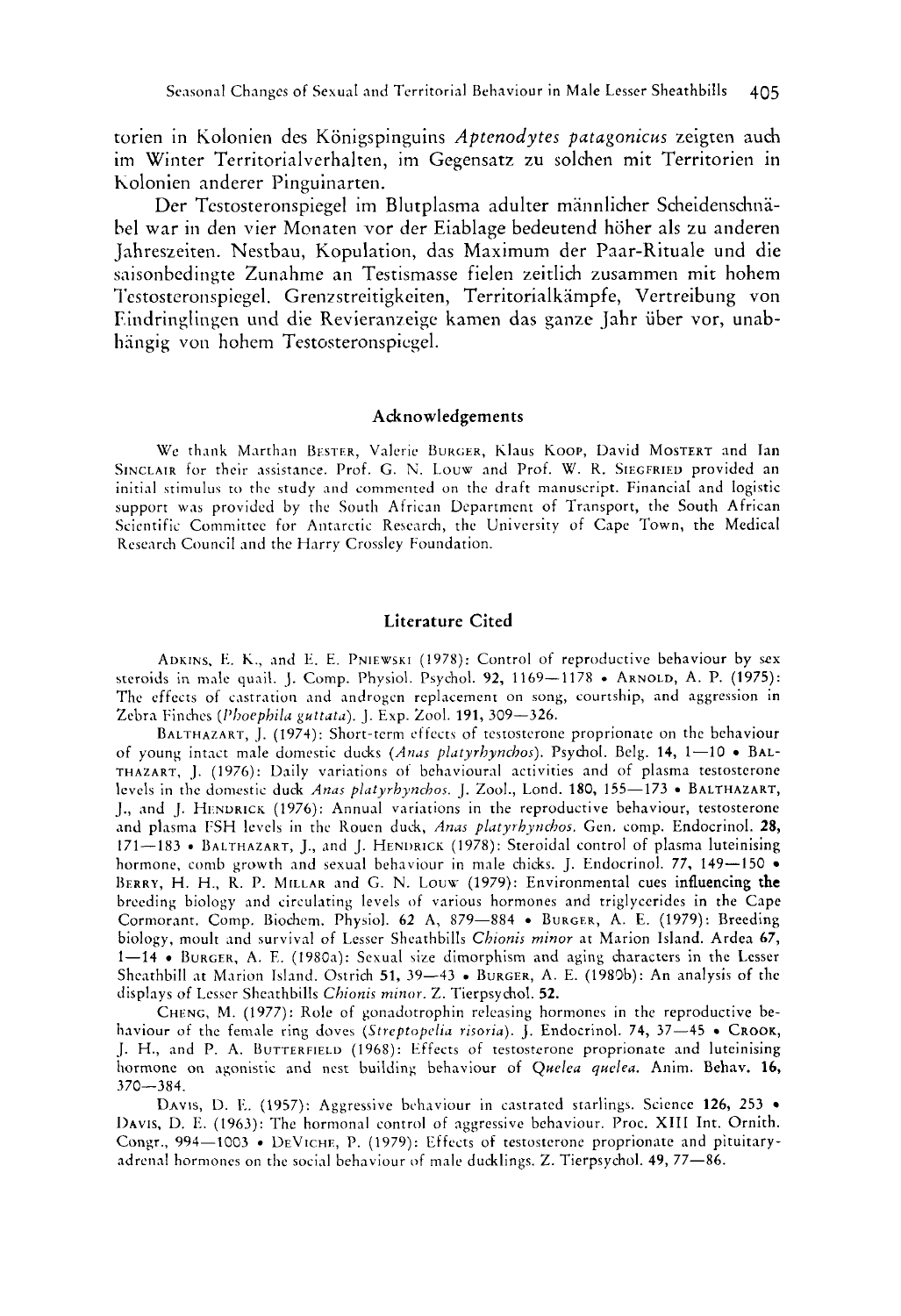torien in Kolonien des Königspinguins *Aptenodytes patagonicus* zeigten auch im Winter Territorialverhalten, im Gegensatz zu solchen mit Territorien in Kolonien anderer Pinguinarten.

Der Testosteronspiegel im Blutplasma adulter männlicher Scheidenschnäbel war in den vier Monaten vor der Eiablage bedeutend höher als zu anderen Jahreszeiten. Nestbau, Kopulation, das Maximum der Paar-Rituale und die saisonbedingte Zunahme an Testismasse fielen zeitlich zusammen mit hohem Testosteronspiegel. Grenzstreitigkeiten, Territorialkämpfe, Vertreibung von Eindringlingen und die Revieranzeige kamen das ganze Jahr über vor, unabhängig von hohem Testosteronspiegel.

## Acknowledgements

We thank Marthan Bester, Valerie Burger, Klaus Koop, David Mostert and Ian Sinclair for their assistance. Prof. G. N. Louw and Prof. W. R. Siegfried provided an initial stimulus to the study and commented on the draft manuscript. Financial and logistic support was provided by the South African Department of Transport, the South African Scientific Committee for Antarctic Research, the University of Cape Town, the Medical Research Council and the Harry Crossley Foundation.

## Literature Cited

Adkins, E. K., and E. E. Pniewski (1978): Control of reproductive behaviour by sex steroids in male quail. J. Comp. Physiol. Psychol. **92**, 1169—1178 • Arnold, A. P. (1975): The effects of castration and androgen replacement on song, courtship, and aggression in Zebra Finches (*Phoephila guttata*). J. Exp. Zool. **191**, 309—326.

Balthazart, J. (1974): Short-term effects of testosterone proprionate on the behaviour of young intact male domestic ducks (*Anas platyrhynchos*). Psychol. Belg. **14**, 1—10 • Balthazart, J. (1976): Daily variations of behavioural activities and of plasma testosterone levels in the domestic duck *Anas platyrhynchos*. J. Zool., Lond. **180**, 155—173 • Balthazart, J., and J. Hendrick (1976): Annual variations in the reproductive behaviour, testosterone and plasma FSH levels in the Rouen duck, *Anas platyrhynchos*. Gen. comp. Endocrinol. **28**, 171—183 • Balthazart, J., and J. Hendrick (1978): Steroidal control of plasma luteinising hormone, comb growth and sexual behaviour in male chicks. J. Endocrinol. **77**, 149—150 • Berry, H. H., R. P. Millar and G. N. Louw (1979): Environmental cues influencing the breeding biology and circulating levels of various hormones and triglycerides in the Cape Cormorant. Comp. Biochem. Physiol. **62** A, 879—884 • Burger, A. E. (1979): Breeding biology, moult and survival of Lesser Sheathbills *Chionis minor* at Marion Island. Ardea **67**, 1—14 • Burger, A. E. (1980a): Sexual size dimorphism and aging characters in the Lesser Sheathbill at Marion Island. Ostrich **51**, 39—43 • Burger, A. E. (1980b): An analysis of the displays of Lesser Sheathbills *Chionis minor*. Z. Tierpsychol. **52**.

Cheng, M. (1977): Role of gonadotrophin releasing hormones in the reproductive behaviour of the female ring doves (*Streptopelia risoria*). J. Endocrinol. **74**, 37—45 • Crook, J. H., and P. A. Butterfield (1968): Effects of testosterone proprionate and luteinising hormone on agonistic and nest building behaviour of *Quelea quelea*. Anim. Behav. **16**, 370—384.

Davis, D. E. (1957): Aggressive behaviour in castrated starlings. Science **126**, 253 • Davis, D. E. (1963): The hormonal control of aggressive behaviour. Proc. XIII Int. Ornith. Congr., 994—1003 • DeViche, P. (1979): Effects of testosterone proprionate and pituitary-adrenal hormones on the social behaviour of male ducklings. Z. Tierpsychol. **49**, 77—86.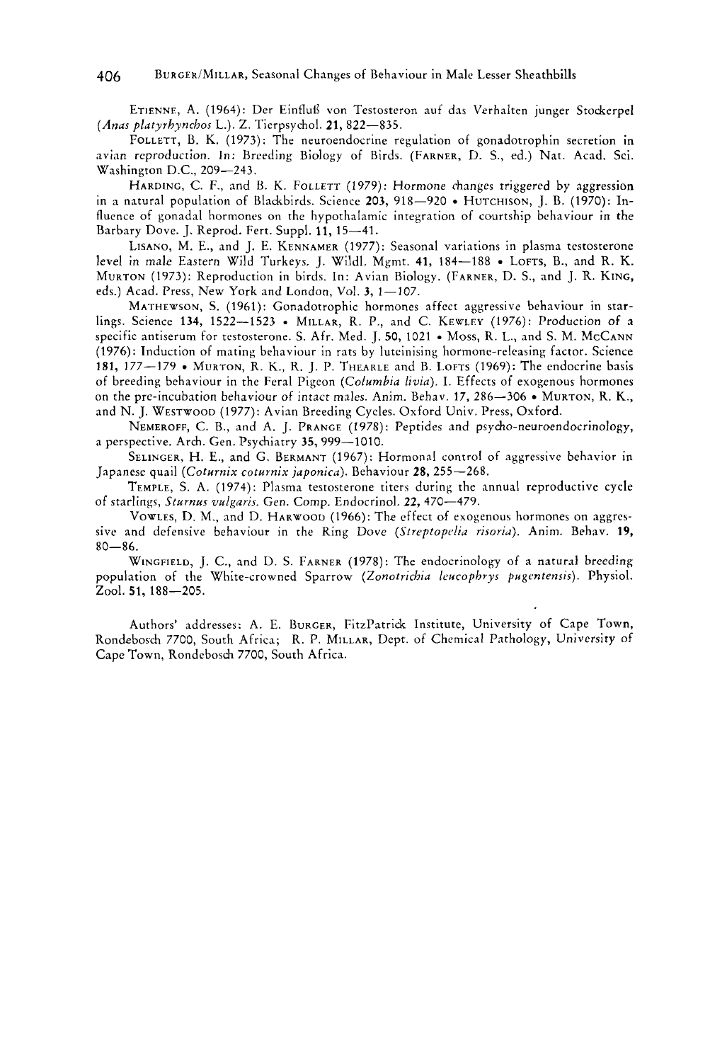ETIENNE, A. (1964): Der Einfluß von Testosteron auf das Verhalten junger Stockerpel (*Anas platyrhynchos* L.). Z. Tierpsychol. **21**, 822—835.

FOLLETT, B. K. (1973): The neuroendocrine regulation of gonadotrophin secretion in avian reproduction. In: Breeding Biology of Birds. (FARNER, D. S., ed.) Nat. Acad. Sci. Washington D.C., 209—243.

HARDING, C. F., and B. K. FOLLETT (1979): Hormone changes triggered by aggression in a natural population of Blackbirds. Science **203**, 918—920 • HUTCHISON, J. B. (1970): Influence of gonadal hormones on the hypothalamic integration of courtship behaviour in the Barbary Dove. J. Reprod. Fert. Suppl. **11**, 15—41.

LISANO, M. E., and J. E. KENNAMER (1977): Seasonal variations in plasma testosterone level in male Eastern Wild Turkeys. J. Wildl. Mgmt. **41**, 184—188 • LOFTS, B., and R. K. MURTON (1973): Reproduction in birds. In: Avian Biology. (FARNER, D. S., and J. R. KING, eds.) Acad. Press, New York and London, Vol. **3**, 1—107.

MATHEWSON, S. (1961): Gonadotrophic hormones affect aggressive behaviour in starlings. Science **134**, 1522—1523 • MILLAR, R. P., and C. KEWLEY (1976): Production of a specific antiserum for testosterone. S. Afr. Med. J. **50**, 1021 • MOSS, R. L., and S. M. MCCANN (1976): Induction of mating behaviour in rats by luteinising hormone-releasing factor. Science **181**, 177—179 • MURTON, R. K., R. J. P. THEARLE and B. LOFTS (1969): The endocrine basis of breeding behaviour in the Feral Pigeon (*Columbia livia*). I. Effects of exogenous hormones on the pre-incubation behaviour of intact males. Anim. Behav. **17**, 286—306 • MURTON, R. K., and N. J. WESTWOOD (1977): Avian Breeding Cycles. Oxford Univ. Press, Oxford.

NEMEROFF, C. B., and A. J. PRANGE (1978): Peptides and psycho-neuroendocrinology, a perspective. Arch. Gen. Psychiatry **35**, 999—1010.

SELINGER, H. E., and G. BERMANT (1967): Hormonal control of aggressive behavior in Japanese quail (*Coturnix coturnix japonica*). Behaviour **28**, 255—268.

TEMPLE, S. A. (1974): Plasma testosterone titers during the annual reproductive cycle of starlings, *Sturnus vulgaris*. Gen. Comp. Endocrinol. **22**, 470—479.

VOWLES, D. M., and D. HARWOOD (1966): The effect of exogenous hormones on aggressive and defensive behaviour in the Ring Dove (*Streptopelia risoria*). Anim. Behav. **19**, 80—86.

WINGFIELD, J. C., and D. S. FARNER (1978): The endocrinology of a natural breeding population of the White-crowned Sparrow (*Zonotrichia leucophrys pugetensis*). Physiol. Zool. **51**, 188—205.

Authors' addresses: A. E. BURGER, FitzPatrick Institute, University of Cape Town, Rondebosch 7700, South Africa; R. P. MILLAR, Dept. of Chemical Pathology, University of Cape Town, Rondebosch 7700, South Africa.